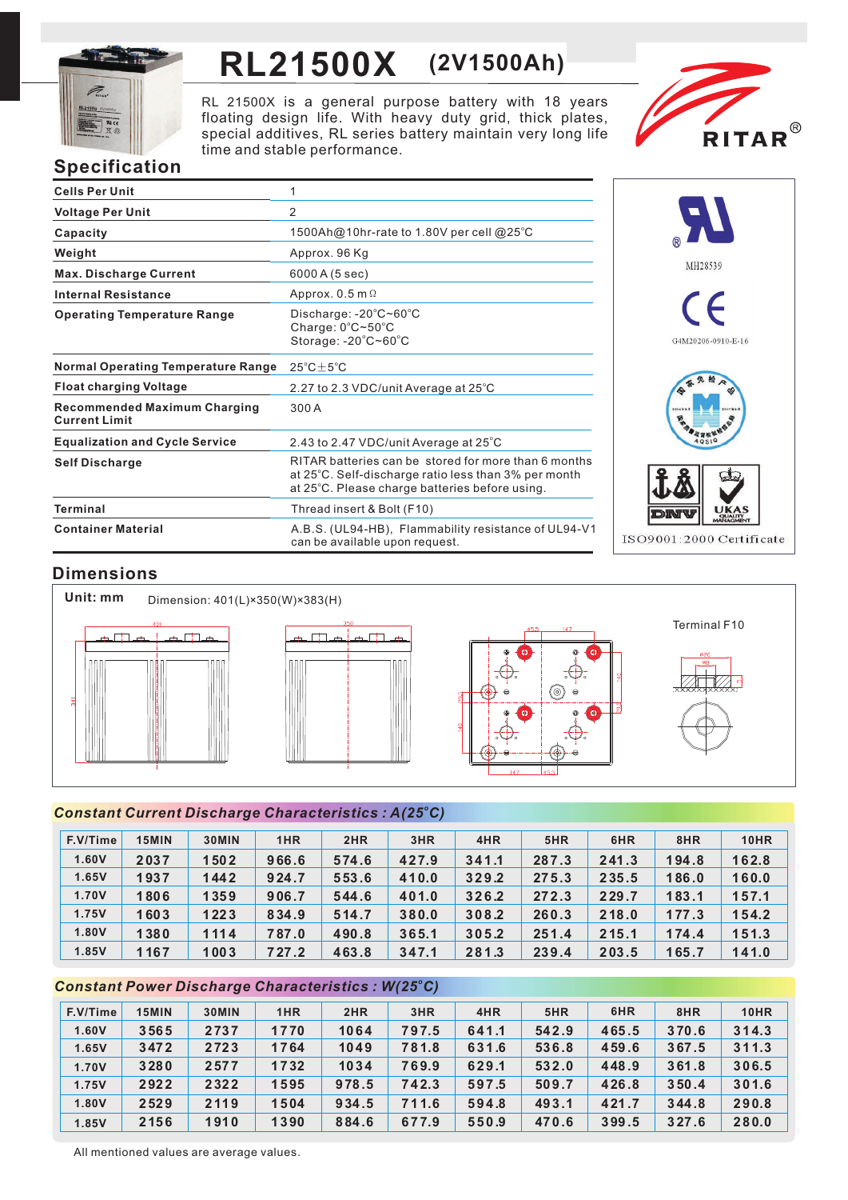# RL21500X (2V1500Ah)

RL 21500X is a general purpose battery with 18 years floating design life. With heavy duty grid, thick plates, special additives, RL series battery maintain very long life time and stable performance.

RITAR®

## Specification

| | |
|---|---|
| Cells Per Unit | 1 |
| Voltage Per Unit | 2 |
| Capacity | 1500Ah@10hr-rate to 1.80V per cell @25°C |
| Weight | Approx. 96 Kg |
| Max. Discharge Current | 6000 A (5 sec) |
| Internal Resistance | Approx. 0.5 mΩ |
| Operating Temperature Range | Discharge: -20°C~60°C<br>Charge: 0°C~50°C<br>Storage: -20°C~60°C |
| Normal Operating Temperature Range | 25°C±5°C |
| Float charging Voltage | 2.27 to 2.3 VDC/unit Average at 25°C |
| Recommended Maximum Charging Current Limit | 300 A |
| Equalization and Cycle Service | 2.43 to 2.47 VDC/unit Average at 25°C |
| Self Discharge | RITAR batteries can be stored for more than 6 months at 25°C. Self-discharge ratio less than 3% per month at 25°C. Please charge batteries before using. |
| Terminal | Thread insert & Bolt (F10) |
| Container Material | A.B.S. (UL94-HB), Flammability resistance of UL94-V1 can be available upon request. |

MH28539

G4M20206-0910-E-16

ISO9001:2000 Certificate

## Dimensions

**Unit: mm** Dimension: 401(L)×350(W)×383(H)

Terminal F10

## Constant Current Discharge Characteristics : A(25°C)

| F.V/Time | 15MIN | 30MIN | 1HR | 2HR | 3HR | 4HR | 5HR | 6HR | 8HR | 10HR |
|---|---|---|---|---|---|---|---|---|---|---|
| 1.60V | 2037 | 1502 | 966.6 | 574.6 | 427.9 | 341.1 | 287.3 | 241.3 | 194.8 | 162.8 |
| 1.65V | 1937 | 1442 | 924.7 | 553.6 | 410.0 | 329.2 | 275.3 | 235.5 | 186.0 | 160.0 |
| 1.70V | 1806 | 1359 | 906.7 | 544.6 | 401.0 | 326.2 | 272.3 | 229.7 | 183.1 | 157.1 |
| 1.75V | 1603 | 1223 | 834.9 | 514.7 | 380.0 | 308.2 | 260.3 | 218.0 | 177.3 | 154.2 |
| 1.80V | 1380 | 1114 | 787.0 | 490.8 | 365.1 | 305.2 | 251.4 | 215.1 | 174.4 | 151.3 |
| 1.85V | 1167 | 1003 | 727.2 | 463.8 | 347.1 | 281.3 | 239.4 | 203.5 | 165.7 | 141.0 |

## Constant Power Discharge Characteristics : W(25°C)

| F.V/Time | 15MIN | 30MIN | 1HR | 2HR | 3HR | 4HR | 5HR | 6HR | 8HR | 10HR |
|---|---|---|---|---|---|---|---|---|---|---|
| 1.60V | 3565 | 2737 | 1770 | 1064 | 797.5 | 641.1 | 542.9 | 465.5 | 370.6 | 314.3 |
| 1.65V | 3472 | 2723 | 1764 | 1049 | 781.8 | 631.6 | 536.8 | 459.6 | 367.5 | 311.3 |
| 1.70V | 3280 | 2577 | 1732 | 1034 | 769.9 | 629.1 | 532.0 | 448.9 | 361.8 | 306.5 |
| 1.75V | 2922 | 2322 | 1595 | 978.5 | 742.3 | 597.5 | 509.7 | 426.8 | 350.4 | 301.6 |
| 1.80V | 2529 | 2119 | 1504 | 934.5 | 711.6 | 594.8 | 493.1 | 421.7 | 344.8 | 290.8 |
| 1.85V | 2156 | 1910 | 1390 | 884.6 | 677.9 | 550.9 | 470.6 | 399.5 | 327.6 | 280.0 |

All mentioned values are average values.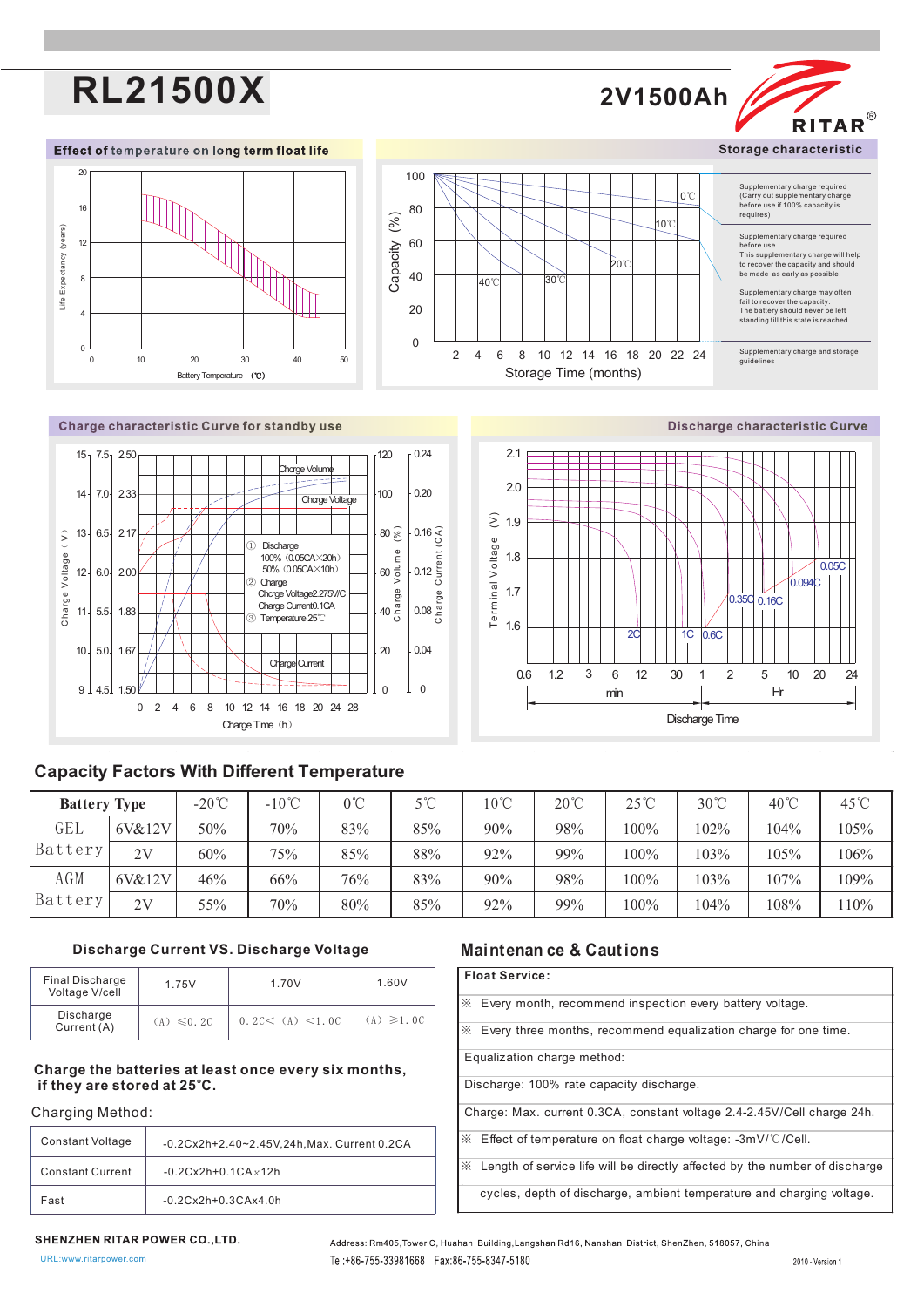# RL21500X

## 2V1500Ah

RITAR®

### Effect of temperature on long term float life

Life Expectancy (years)

20
16
12
8
4
0

0 10 20 30 40 50

Battery Temperature (℃)

### Storage characteristic

Capacity (%)

100
80
60
40
20
0

2 4 6 8 10 12 14 16 18 20 22 24

Storage Time (months)

0℃
10℃
20℃
30℃
40℃

Supplementary charge required (Carry out supplementary charge before use if 100% capacity is requires)

Supplementary charge required before use. This supplementary charge will help to recover the capacity and should be made as early as possible.

Supplementary charge may often fail to recover the capacity. The battery should never be left standing till this state is reached

Supplementary charge and storage guidelines

### Charge characteristic Curve for standby use

Charge Voltage (V)

15 7.5 2.50
14 7.0 2.33
13 6.5 2.17
12 6.0 2.00
11 5.5 1.83
10 5.0 1.67
9 4.5 1.50

Charge Volume (%)

120
100
80
60
40
20
0

Charge Current (CA)

0.24
0.20
0.16
0.12
0.08
0.04
0

0 2 4 6 8 10 12 14 16 18 20 24 28

Charge Time (h)

Charge Volume
Charge Voltage
Charge Current

① Discharge
100% (0.05CA×20h)
50% (0.05CA×10h)
② Charge
Charge Voltage2.275V/C
Charge Current0.1CA
③ Temperature 25℃

### Discharge characteristic Curve

Terminal Voltage (V)

2.1
2.0
1.9
1.8
1.7
1.6

0.6 1.2 3 6 12 30 1 2 5 10 20 24

min Hr

Discharge Time

2C 1C 0.6C 0.35C 0.16C 0.094C 0.05C

## Capacity Factors With Different Temperature

| Battery Type | | -20℃ | -10℃ | 0℃ | 5℃ | 10℃ | 20℃ | 25℃ | 30℃ | 40℃ | 45℃ |
|---|---|---|---|---|---|---|---|---|---|---|---|
| GEL Battery | 6V&12V | 50% | 70% | 83% | 85% | 90% | 98% | 100% | 102% | 104% | 105% |
| | 2V | 60% | 75% | 85% | 88% | 92% | 99% | 100% | 103% | 105% | 106% |
| AGM Battery | 6V&12V | 46% | 66% | 76% | 83% | 90% | 98% | 100% | 103% | 107% | 109% |
| | 2V | 55% | 70% | 80% | 85% | 92% | 99% | 100% | 104% | 108% | 110% |

### Discharge Current VS. Discharge Voltage

| Final Discharge Voltage V/cell | 1.75V | 1.70V | 1.60V |
|---|---|---|---|
| Discharge Current (A) | (A) ≤0.2C | 0.2C< (A) <1.0C | (A) ≥1.0C |

**Charge the batteries at least once every six months, if they are stored at 25°C.**

Charging Method:

| | |
|---|---|
| Constant Voltage | -0.2Cx2h+2.40~2.45V,24h,Max. Current 0.2CA |
| Constant Current | -0.2Cx2h+0.1CAx12h |
| Fast | -0.2Cx2h+0.3CAx4.0h |

### Maintenance & Cautions

**Float Service:**

※ Every month, recommend inspection every battery voltage.

※ Every three months, recommend equalization charge for one time.

Equalization charge method:

Discharge: 100% rate capacity discharge.

Charge: Max. current 0.3CA, constant voltage 2.4-2.45V/Cell charge 24h.

※ Effect of temperature on float charge voltage: -3mV/℃/Cell.

※ Length of service life will be directly affected by the number of discharge cycles, depth of discharge, ambient temperature and charging voltage.

**SHENZHEN RITAR POWER CO.,LTD.**

URL:www.ritarpower.com

Address: Rm405,Tower C, Huahan Building,Langshan Rd16, Nanshan District, ShenZhen, 518057, China

Tel:+86-755-33981668 Fax:86-755-8347-5180

2010 - Version 1